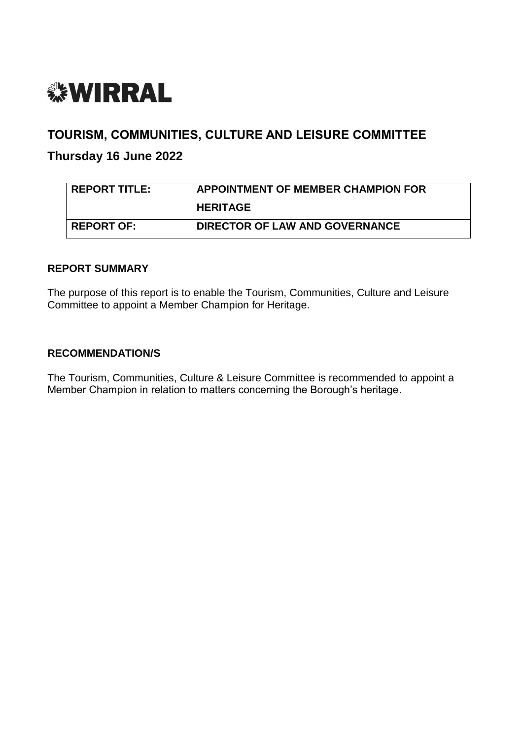# WIRRAL

## TOURISM, COMMUNITIES, CULTURE AND LEISURE COMMITTEE

### Thursday 16 June 2022

| REPORT TITLE: | APPOINTMENT OF MEMBER CHAMPION FOR HERITAGE |
|---|---|
| REPORT OF: | DIRECTOR OF LAW AND GOVERNANCE |

**REPORT SUMMARY**

The purpose of this report is to enable the Tourism, Communities, Culture and Leisure Committee to appoint a Member Champion for Heritage.

**RECOMMENDATION/S**

The Tourism, Communities, Culture & Leisure Committee is recommended to appoint a Member Champion in relation to matters concerning the Borough's heritage.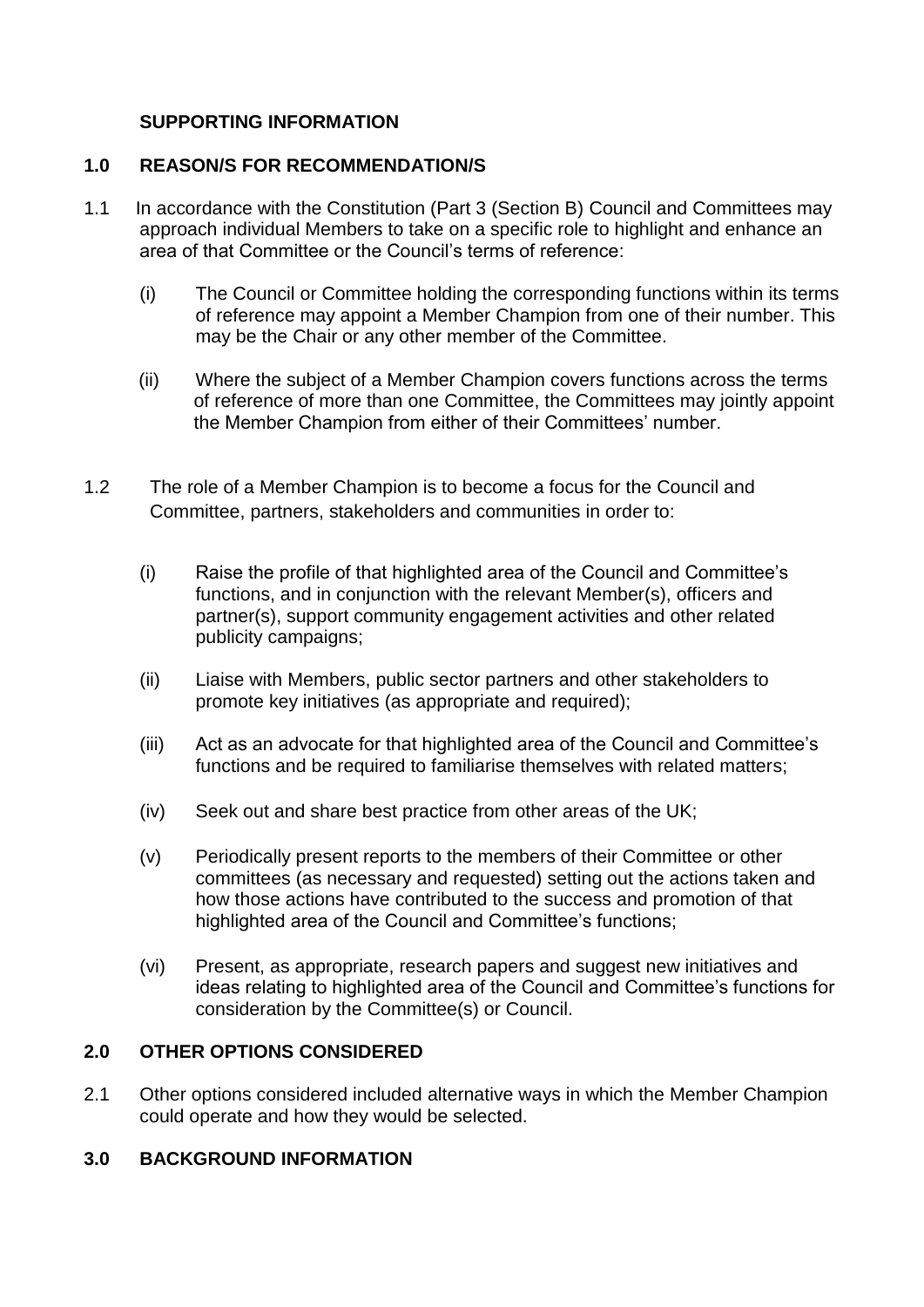## SUPPORTING INFORMATION

### 1.0 REASON/S FOR RECOMMENDATION/S

1.1 In accordance with the Constitution (Part 3 (Section B) Council and Committees may approach individual Members to take on a specific role to highlight and enhance an area of that Committee or the Council's terms of reference:

(i) The Council or Committee holding the corresponding functions within its terms of reference may appoint a Member Champion from one of their number. This may be the Chair or any other member of the Committee.

(ii) Where the subject of a Member Champion covers functions across the terms of reference of more than one Committee, the Committees may jointly appoint the Member Champion from either of their Committees' number.

1.2 The role of a Member Champion is to become a focus for the Council and Committee, partners, stakeholders and communities in order to:

(i) Raise the profile of that highlighted area of the Council and Committee's functions, and in conjunction with the relevant Member(s), officers and partner(s), support community engagement activities and other related publicity campaigns;

(ii) Liaise with Members, public sector partners and other stakeholders to promote key initiatives (as appropriate and required);

(iii) Act as an advocate for that highlighted area of the Council and Committee's functions and be required to familiarise themselves with related matters;

(iv) Seek out and share best practice from other areas of the UK;

(v) Periodically present reports to the members of their Committee or other committees (as necessary and requested) setting out the actions taken and how those actions have contributed to the success and promotion of that highlighted area of the Council and Committee's functions;

(vi) Present, as appropriate, research papers and suggest new initiatives and ideas relating to highlighted area of the Council and Committee's functions for consideration by the Committee(s) or Council.

### 2.0 OTHER OPTIONS CONSIDERED

2.1 Other options considered included alternative ways in which the Member Champion could operate and how they would be selected.

### 3.0 BACKGROUND INFORMATION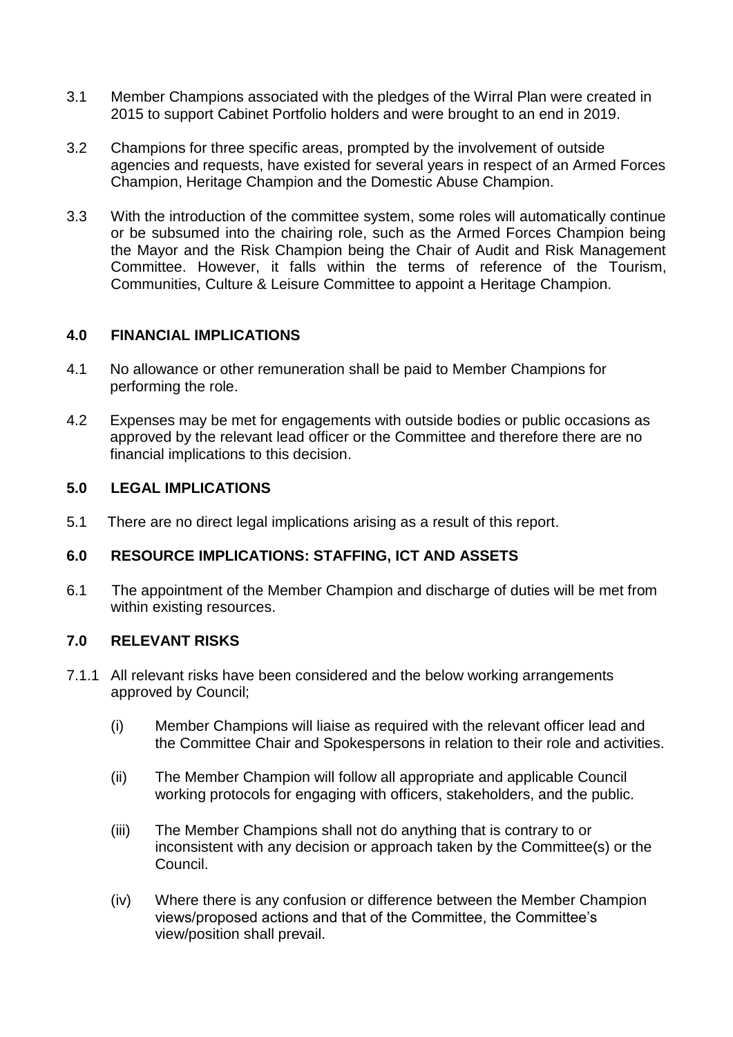3.1 Member Champions associated with the pledges of the Wirral Plan were created in 2015 to support Cabinet Portfolio holders and were brought to an end in 2019.

3.2 Champions for three specific areas, prompted by the involvement of outside agencies and requests, have existed for several years in respect of an Armed Forces Champion, Heritage Champion and the Domestic Abuse Champion.

3.3 With the introduction of the committee system, some roles will automatically continue or be subsumed into the chairing role, such as the Armed Forces Champion being the Mayor and the Risk Champion being the Chair of Audit and Risk Management Committee. However, it falls within the terms of reference of the Tourism, Communities, Culture & Leisure Committee to appoint a Heritage Champion.

## 4.0 FINANCIAL IMPLICATIONS

4.1 No allowance or other remuneration shall be paid to Member Champions for performing the role.

4.2 Expenses may be met for engagements with outside bodies or public occasions as approved by the relevant lead officer or the Committee and therefore there are no financial implications to this decision.

## 5.0 LEGAL IMPLICATIONS

5.1 There are no direct legal implications arising as a result of this report.

## 6.0 RESOURCE IMPLICATIONS: STAFFING, ICT AND ASSETS

6.1 The appointment of the Member Champion and discharge of duties will be met from within existing resources.

## 7.0 RELEVANT RISKS

7.1.1 All relevant risks have been considered and the below working arrangements approved by Council;

(i) Member Champions will liaise as required with the relevant officer lead and the Committee Chair and Spokespersons in relation to their role and activities.

(ii) The Member Champion will follow all appropriate and applicable Council working protocols for engaging with officers, stakeholders, and the public.

(iii) The Member Champions shall not do anything that is contrary to or inconsistent with any decision or approach taken by the Committee(s) or the Council.

(iv) Where there is any confusion or difference between the Member Champion views/proposed actions and that of the Committee, the Committee's view/position shall prevail.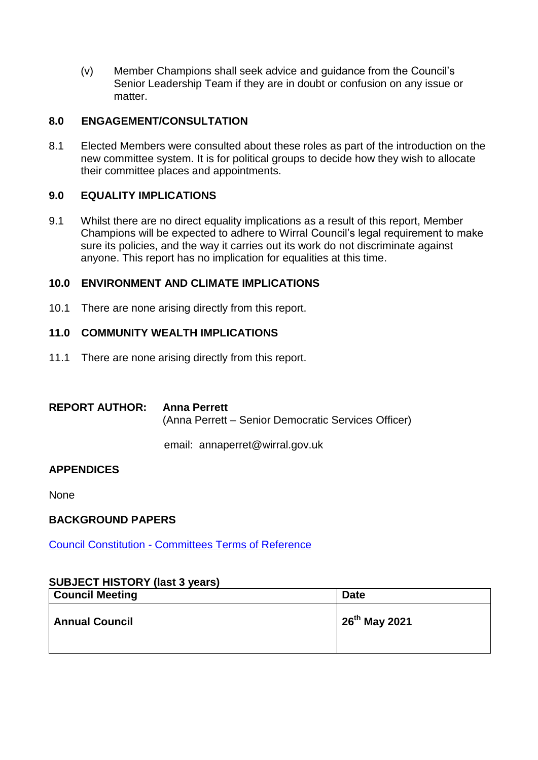(v) Member Champions shall seek advice and guidance from the Council's Senior Leadership Team if they are in doubt or confusion on any issue or matter.

## 8.0 ENGAGEMENT/CONSULTATION

8.1 Elected Members were consulted about these roles as part of the introduction on the new committee system. It is for political groups to decide how they wish to allocate their committee places and appointments.

## 9.0 EQUALITY IMPLICATIONS

9.1 Whilst there are no direct equality implications as a result of this report, Member Champions will be expected to adhere to Wirral Council's legal requirement to make sure its policies, and the way it carries out its work do not discriminate against anyone. This report has no implication for equalities at this time.

## 10.0 ENVIRONMENT AND CLIMATE IMPLICATIONS

10.1 There are none arising directly from this report.

## 11.0 COMMUNITY WEALTH IMPLICATIONS

11.1 There are none arising directly from this report.

**REPORT AUTHOR:** **Anna Perrett**
(Anna Perrett – Senior Democratic Services Officer)

email: annaperret@wirral.gov.uk

**APPENDICES**

None

**BACKGROUND PAPERS**

Council Constitution - Committees Terms of Reference

**SUBJECT HISTORY (last 3 years)**

| Council Meeting | Date |
|---|---|
| **Annual Council** | **26th May 2021** |